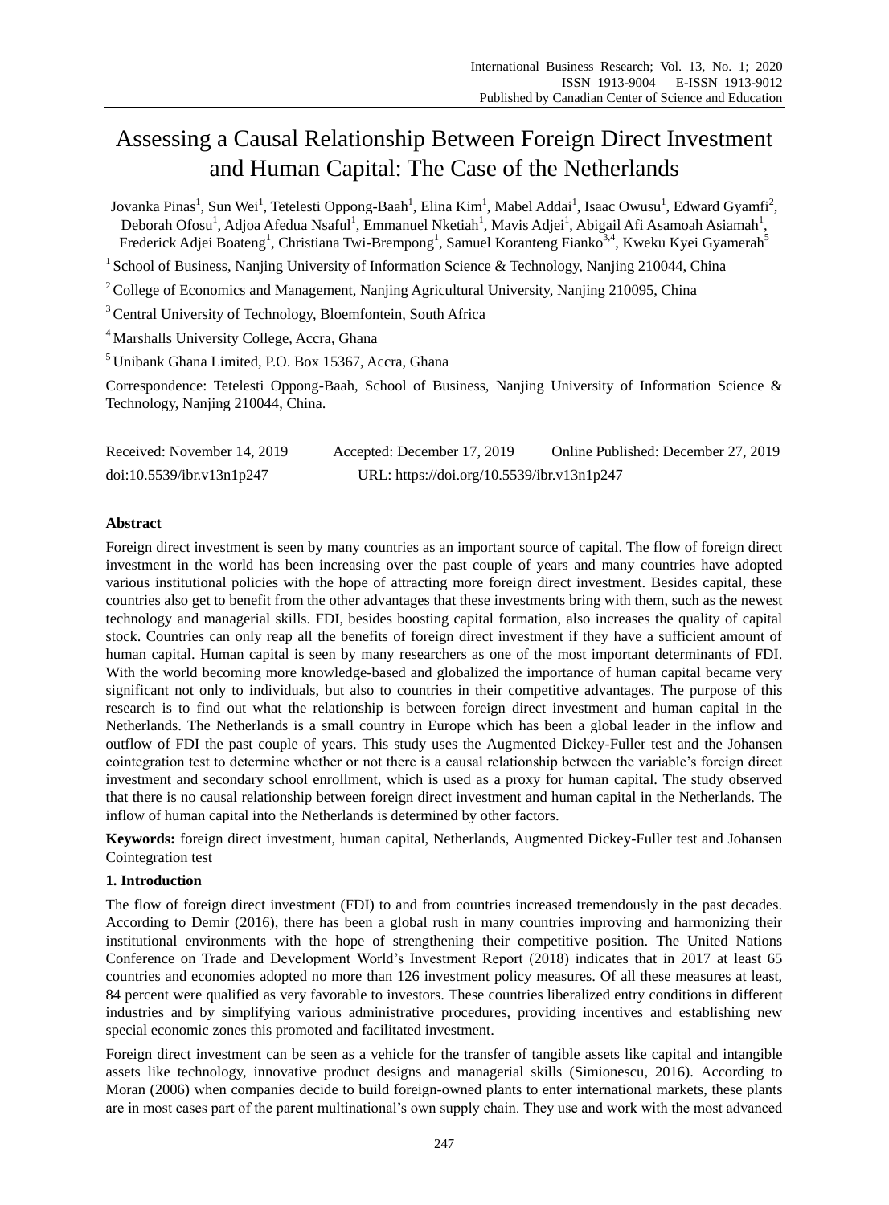# Assessing a Causal Relationship Between Foreign Direct Investment and Human Capital: The Case of the Netherlands

Jovanka Pinas[1], Sun Wei[1], Tetelesti Oppong-Baah[1], Elina Kim[1], Mabel Addai[1], Isaac Owusu[1], Edward Gyamfi[2], Deborah Ofosu[1], Adjoa Afedua Nsaful[1], Emmanuel Nketiah[1], Mavis Adjei[1], Abigail Afi Asamoah Asiamah[1], Frederick Adjei Boateng[1], Christiana Twi-Brempong[1], Samuel Koranteng Fianko[3,4], Kweku Kyei Gyamerah[5]

[1] School of Business, Nanjing University of Information Science & Technology, Nanjing 210044, China

[2] College of Economics and Management, Nanjing Agricultural University, Nanjing 210095, China

[3] Central University of Technology, Bloemfontein, South Africa

[4] Marshalls University College, Accra, Ghana

[5] Unibank Ghana Limited, P.O. Box 15367, Accra, Ghana

Correspondence: Tetelesti Oppong-Baah, School of Business, Nanjing University of Information Science & Technology, Nanjing 210044, China.

Received: November 14, 2019 Accepted: December 17, 2019 Online Published: December 27, 2019

doi:10.5539/ibr.v13n1p247 URL: https://doi.org/10.5539/ibr.v13n1p247

**Abstract**

Foreign direct investment is seen by many countries as an important source of capital. The flow of foreign direct investment in the world has been increasing over the past couple of years and many countries have adopted various institutional policies with the hope of attracting more foreign direct investment. Besides capital, these countries also get to benefit from the other advantages that these investments bring with them, such as the newest technology and managerial skills. FDI, besides boosting capital formation, also increases the quality of capital stock. Countries can only reap all the benefits of foreign direct investment if they have a sufficient amount of human capital. Human capital is seen by many researchers as one of the most important determinants of FDI. With the world becoming more knowledge-based and globalized the importance of human capital became very significant not only to individuals, but also to countries in their competitive advantages. The purpose of this research is to find out what the relationship is between foreign direct investment and human capital in the Netherlands. The Netherlands is a small country in Europe which has been a global leader in the inflow and outflow of FDI the past couple of years. This study uses the Augmented Dickey-Fuller test and the Johansen cointegration test to determine whether or not there is a causal relationship between the variable's foreign direct investment and secondary school enrollment, which is used as a proxy for human capital. The study observed that there is no causal relationship between foreign direct investment and human capital in the Netherlands. The inflow of human capital into the Netherlands is determined by other factors.

**Keywords:** foreign direct investment, human capital, Netherlands, Augmented Dickey-Fuller test and Johansen Cointegration test

## 1. Introduction

The flow of foreign direct investment (FDI) to and from countries increased tremendously in the past decades. According to Demir (2016), there has been a global rush in many countries improving and harmonizing their institutional environments with the hope of strengthening their competitive position. The United Nations Conference on Trade and Development World's Investment Report (2018) indicates that in 2017 at least 65 countries and economies adopted no more than 126 investment policy measures. Of all these measures at least, 84 percent were qualified as very favorable to investors. These countries liberalized entry conditions in different industries and by simplifying various administrative procedures, providing incentives and establishing new special economic zones this promoted and facilitated investment.

Foreign direct investment can be seen as a vehicle for the transfer of tangible assets like capital and intangible assets like technology, innovative product designs and managerial skills (Simionescu, 2016). According to Moran (2006) when companies decide to build foreign-owned plants to enter international markets, these plants are in most cases part of the parent multinational's own supply chain. They use and work with the most advanced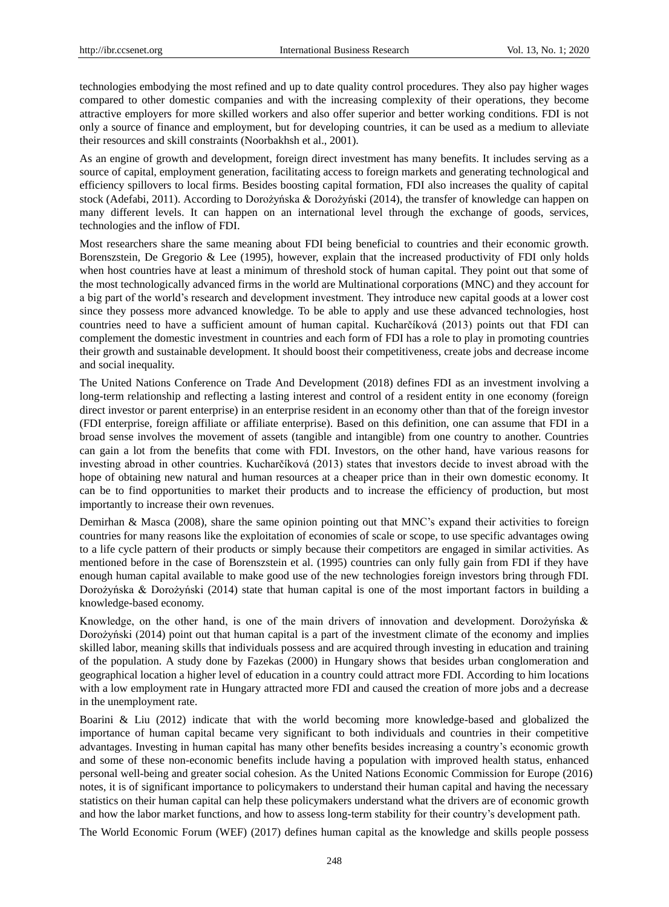technologies embodying the most refined and up to date quality control procedures. They also pay higher wages compared to other domestic companies and with the increasing complexity of their operations, they become attractive employers for more skilled workers and also offer superior and better working conditions. FDI is not only a source of finance and employment, but for developing countries, it can be used as a medium to alleviate their resources and skill constraints (Noorbakhsh et al., 2001).

As an engine of growth and development, foreign direct investment has many benefits. It includes serving as a source of capital, employment generation, facilitating access to foreign markets and generating technological and efficiency spillovers to local firms. Besides boosting capital formation, FDI also increases the quality of capital stock (Adefabi, 2011). According to Dorożyńska & Dorożyński (2014), the transfer of knowledge can happen on many different levels. It can happen on an international level through the exchange of goods, services, technologies and the inflow of FDI.

Most researchers share the same meaning about FDI being beneficial to countries and their economic growth. Borenszstein, De Gregorio & Lee (1995), however, explain that the increased productivity of FDI only holds when host countries have at least a minimum of threshold stock of human capital. They point out that some of the most technologically advanced firms in the world are Multinational corporations (MNC) and they account for a big part of the world's research and development investment. They introduce new capital goods at a lower cost since they possess more advanced knowledge. To be able to apply and use these advanced technologies, host countries need to have a sufficient amount of human capital. Kucharčíková (2013) points out that FDI can complement the domestic investment in countries and each form of FDI has a role to play in promoting countries their growth and sustainable development. It should boost their competitiveness, create jobs and decrease income and social inequality.

The United Nations Conference on Trade And Development (2018) defines FDI as an investment involving a long-term relationship and reflecting a lasting interest and control of a resident entity in one economy (foreign direct investor or parent enterprise) in an enterprise resident in an economy other than that of the foreign investor (FDI enterprise, foreign affiliate or affiliate enterprise). Based on this definition, one can assume that FDI in a broad sense involves the movement of assets (tangible and intangible) from one country to another. Countries can gain a lot from the benefits that come with FDI. Investors, on the other hand, have various reasons for investing abroad in other countries. Kucharčíková (2013) states that investors decide to invest abroad with the hope of obtaining new natural and human resources at a cheaper price than in their own domestic economy. It can be to find opportunities to market their products and to increase the efficiency of production, but most importantly to increase their own revenues.

Demirhan & Masca (2008), share the same opinion pointing out that MNC's expand their activities to foreign countries for many reasons like the exploitation of economies of scale or scope, to use specific advantages owing to a life cycle pattern of their products or simply because their competitors are engaged in similar activities. As mentioned before in the case of Borenszstein et al. (1995) countries can only fully gain from FDI if they have enough human capital available to make good use of the new technologies foreign investors bring through FDI. Dorożyńska & Dorożyński (2014) state that human capital is one of the most important factors in building a knowledge-based economy.

Knowledge, on the other hand, is one of the main drivers of innovation and development. Dorożyńska & Dorożyński (2014) point out that human capital is a part of the investment climate of the economy and implies skilled labor, meaning skills that individuals possess and are acquired through investing in education and training of the population. A study done by Fazekas (2000) in Hungary shows that besides urban conglomeration and geographical location a higher level of education in a country could attract more FDI. According to him locations with a low employment rate in Hungary attracted more FDI and caused the creation of more jobs and a decrease in the unemployment rate.

Boarini & Liu (2012) indicate that with the world becoming more knowledge-based and globalized the importance of human capital became very significant to both individuals and countries in their competitive advantages. Investing in human capital has many other benefits besides increasing a country's economic growth and some of these non-economic benefits include having a population with improved health status, enhanced personal well-being and greater social cohesion. As the United Nations Economic Commission for Europe (2016) notes, it is of significant importance to policymakers to understand their human capital and having the necessary statistics on their human capital can help these policymakers understand what the drivers are of economic growth and how the labor market functions, and how to assess long-term stability for their country's development path.

The World Economic Forum (WEF) (2017) defines human capital as the knowledge and skills people possess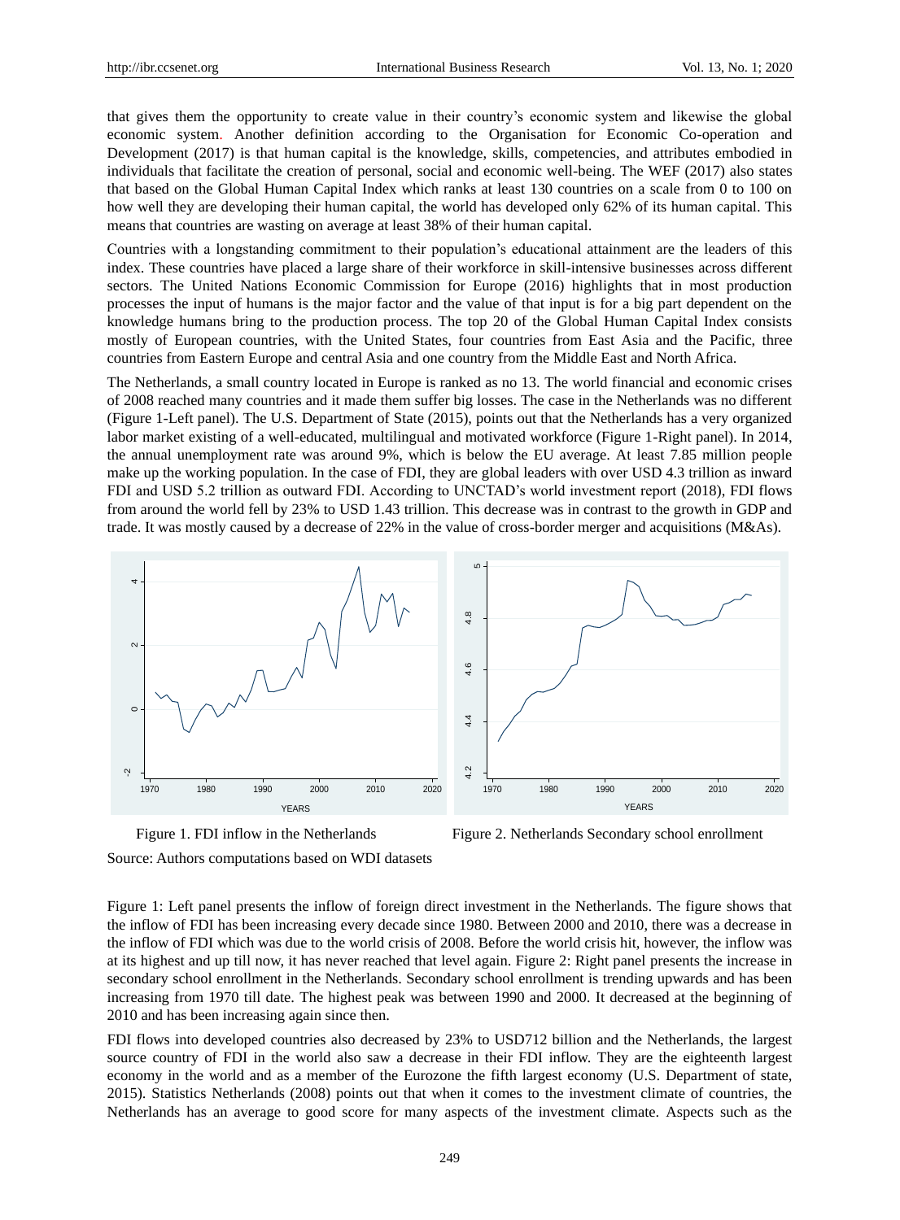that gives them the opportunity to create value in their country's economic system and likewise the global economic system. Another definition according to the Organisation for Economic Co-operation and Development (2017) is that human capital is the knowledge, skills, competencies, and attributes embodied in individuals that facilitate the creation of personal, social and economic well-being. The WEF (2017) also states that based on the Global Human Capital Index which ranks at least 130 countries on a scale from 0 to 100 on how well they are developing their human capital, the world has developed only 62% of its human capital. This means that countries are wasting on average at least 38% of their human capital.

Countries with a longstanding commitment to their population's educational attainment are the leaders of this index. These countries have placed a large share of their workforce in skill-intensive businesses across different sectors. The United Nations Economic Commission for Europe (2016) highlights that in most production processes the input of humans is the major factor and the value of that input is for a big part dependent on the knowledge humans bring to the production process. The top 20 of the Global Human Capital Index consists mostly of European countries, with the United States, four countries from East Asia and the Pacific, three countries from Eastern Europe and central Asia and one country from the Middle East and North Africa.

The Netherlands, a small country located in Europe is ranked as no 13. The world financial and economic crises of 2008 reached many countries and it made them suffer big losses. The case in the Netherlands was no different (Figure 1-Left panel). The U.S. Department of State (2015), points out that the Netherlands has a very organized labor market existing of a well-educated, multilingual and motivated workforce (Figure 1-Right panel). In 2014, the annual unemployment rate was around 9%, which is below the EU average. At least 7.85 million people make up the working population. In the case of FDI, they are global leaders with over USD 4.3 trillion as inward FDI and USD 5.2 trillion as outward FDI. According to UNCTAD's world investment report (2018), FDI flows from around the world fell by 23% to USD 1.43 trillion. This decrease was in contrast to the growth in GDP and trade. It was mostly caused by a decrease of 22% in the value of cross-border merger and acquisitions (M&As).

Figure 1. FDI inflow in the Netherlands

Figure 2. Netherlands Secondary school enrollment

Source: Authors computations based on WDI datasets

Figure 1: Left panel presents the inflow of foreign direct investment in the Netherlands. The figure shows that the inflow of FDI has been increasing every decade since 1980. Between 2000 and 2010, there was a decrease in the inflow of FDI which was due to the world crisis of 2008. Before the world crisis hit, however, the inflow was at its highest and up till now, it has never reached that level again. Figure 2: Right panel presents the increase in secondary school enrollment in the Netherlands. Secondary school enrollment is trending upwards and has been increasing from 1970 till date. The highest peak was between 1990 and 2000. It decreased at the beginning of 2010 and has been increasing again since then.

FDI flows into developed countries also decreased by 23% to USD712 billion and the Netherlands, the largest source country of FDI in the world also saw a decrease in their FDI inflow. They are the eighteenth largest economy in the world and as a member of the Eurozone the fifth largest economy (U.S. Department of state, 2015). Statistics Netherlands (2008) points out that when it comes to the investment climate of countries, the Netherlands has an average to good score for many aspects of the investment climate. Aspects such as the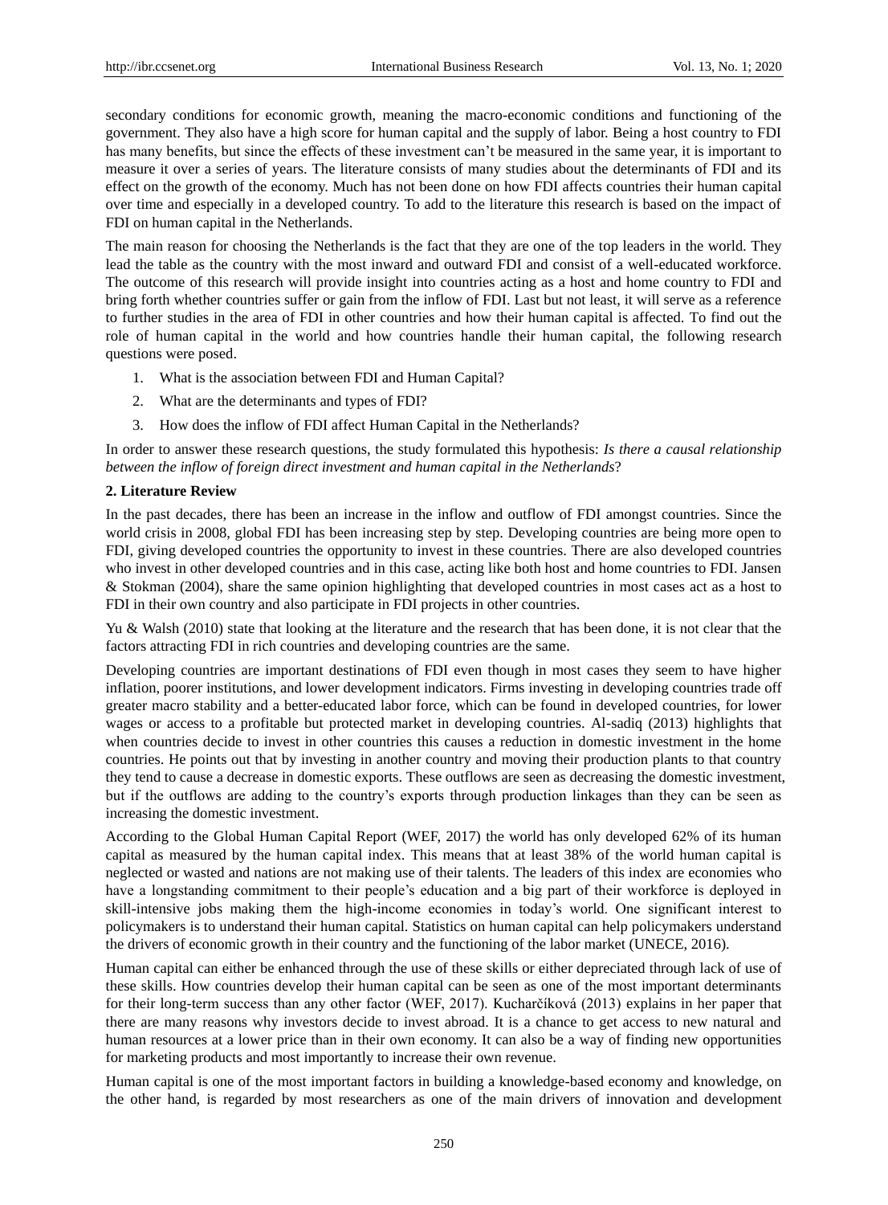secondary conditions for economic growth, meaning the macro-economic conditions and functioning of the government. They also have a high score for human capital and the supply of labor. Being a host country to FDI has many benefits, but since the effects of these investment can't be measured in the same year, it is important to measure it over a series of years. The literature consists of many studies about the determinants of FDI and its effect on the growth of the economy. Much has not been done on how FDI affects countries their human capital over time and especially in a developed country. To add to the literature this research is based on the impact of FDI on human capital in the Netherlands.

The main reason for choosing the Netherlands is the fact that they are one of the top leaders in the world. They lead the table as the country with the most inward and outward FDI and consist of a well-educated workforce. The outcome of this research will provide insight into countries acting as a host and home country to FDI and bring forth whether countries suffer or gain from the inflow of FDI. Last but not least, it will serve as a reference to further studies in the area of FDI in other countries and how their human capital is affected. To find out the role of human capital in the world and how countries handle their human capital, the following research questions were posed.

1. What is the association between FDI and Human Capital?
2. What are the determinants and types of FDI?
3. How does the inflow of FDI affect Human Capital in the Netherlands?

In order to answer these research questions, the study formulated this hypothesis: *Is there a causal relationship between the inflow of foreign direct investment and human capital in the Netherlands*?

## 2. Literature Review

In the past decades, there has been an increase in the inflow and outflow of FDI amongst countries. Since the world crisis in 2008, global FDI has been increasing step by step. Developing countries are being more open to FDI, giving developed countries the opportunity to invest in these countries. There are also developed countries who invest in other developed countries and in this case, acting like both host and home countries to FDI. Jansen & Stokman (2004), share the same opinion highlighting that developed countries in most cases act as a host to FDI in their own country and also participate in FDI projects in other countries.

Yu & Walsh (2010) state that looking at the literature and the research that has been done, it is not clear that the factors attracting FDI in rich countries and developing countries are the same.

Developing countries are important destinations of FDI even though in most cases they seem to have higher inflation, poorer institutions, and lower development indicators. Firms investing in developing countries trade off greater macro stability and a better-educated labor force, which can be found in developed countries, for lower wages or access to a profitable but protected market in developing countries. Al-sadiq (2013) highlights that when countries decide to invest in other countries this causes a reduction in domestic investment in the home countries. He points out that by investing in another country and moving their production plants to that country they tend to cause a decrease in domestic exports. These outflows are seen as decreasing the domestic investment, but if the outflows are adding to the country's exports through production linkages than they can be seen as increasing the domestic investment.

According to the Global Human Capital Report (WEF, 2017) the world has only developed 62% of its human capital as measured by the human capital index. This means that at least 38% of the world human capital is neglected or wasted and nations are not making use of their talents. The leaders of this index are economies who have a longstanding commitment to their people's education and a big part of their workforce is deployed in skill-intensive jobs making them the high-income economies in today's world. One significant interest to policymakers is to understand their human capital. Statistics on human capital can help policymakers understand the drivers of economic growth in their country and the functioning of the labor market (UNECE, 2016).

Human capital can either be enhanced through the use of these skills or either depreciated through lack of use of these skills. How countries develop their human capital can be seen as one of the most important determinants for their long-term success than any other factor (WEF, 2017). Kucharčíková (2013) explains in her paper that there are many reasons why investors decide to invest abroad. It is a chance to get access to new natural and human resources at a lower price than in their own economy. It can also be a way of finding new opportunities for marketing products and most importantly to increase their own revenue.

Human capital is one of the most important factors in building a knowledge-based economy and knowledge, on the other hand, is regarded by most researchers as one of the main drivers of innovation and development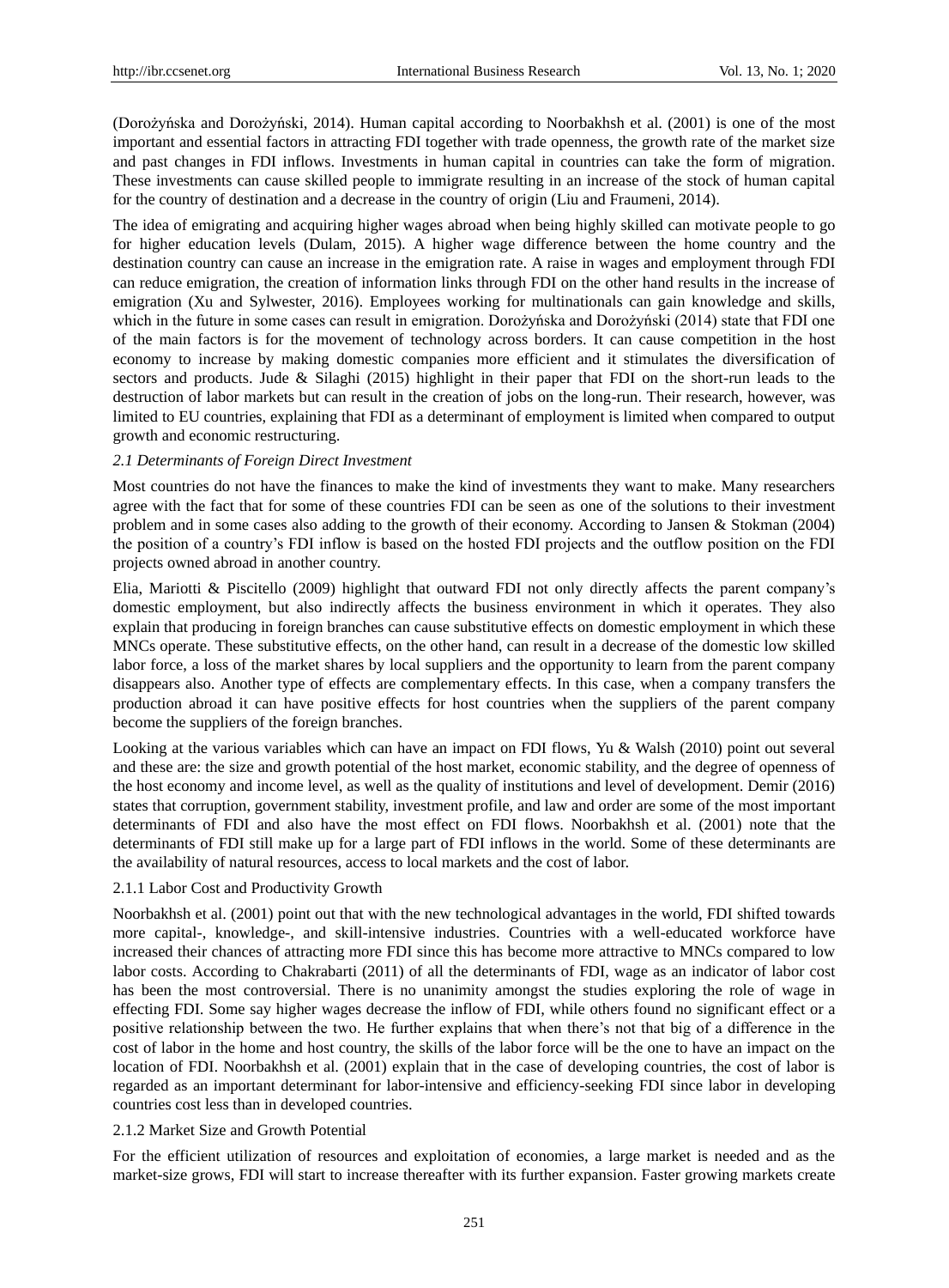(Dorożyńska and Dorożyński, 2014). Human capital according to Noorbakhsh et al. (2001) is one of the most important and essential factors in attracting FDI together with trade openness, the growth rate of the market size and past changes in FDI inflows. Investments in human capital in countries can take the form of migration. These investments can cause skilled people to immigrate resulting in an increase of the stock of human capital for the country of destination and a decrease in the country of origin (Liu and Fraumeni, 2014).

The idea of emigrating and acquiring higher wages abroad when being highly skilled can motivate people to go for higher education levels (Dulam, 2015). A higher wage difference between the home country and the destination country can cause an increase in the emigration rate. A raise in wages and employment through FDI can reduce emigration, the creation of information links through FDI on the other hand results in the increase of emigration (Xu and Sylwester, 2016). Employees working for multinationals can gain knowledge and skills, which in the future in some cases can result in emigration. Dorożyńska and Dorożyński (2014) state that FDI one of the main factors is for the movement of technology across borders. It can cause competition in the host economy to increase by making domestic companies more efficient and it stimulates the diversification of sectors and products. Jude & Silaghi (2015) highlight in their paper that FDI on the short-run leads to the destruction of labor markets but can result in the creation of jobs on the long-run. Their research, however, was limited to EU countries, explaining that FDI as a determinant of employment is limited when compared to output growth and economic restructuring.

### *2.1 Determinants of Foreign Direct Investment*

Most countries do not have the finances to make the kind of investments they want to make. Many researchers agree with the fact that for some of these countries FDI can be seen as one of the solutions to their investment problem and in some cases also adding to the growth of their economy. According to Jansen & Stokman (2004) the position of a country's FDI inflow is based on the hosted FDI projects and the outflow position on the FDI projects owned abroad in another country.

Elia, Mariotti & Piscitello (2009) highlight that outward FDI not only directly affects the parent company's domestic employment, but also indirectly affects the business environment in which it operates. They also explain that producing in foreign branches can cause substitutive effects on domestic employment in which these MNCs operate. These substitutive effects, on the other hand, can result in a decrease of the domestic low skilled labor force, a loss of the market shares by local suppliers and the opportunity to learn from the parent company disappears also. Another type of effects are complementary effects. In this case, when a company transfers the production abroad it can have positive effects for host countries when the suppliers of the parent company become the suppliers of the foreign branches.

Looking at the various variables which can have an impact on FDI flows, Yu & Walsh (2010) point out several and these are: the size and growth potential of the host market, economic stability, and the degree of openness of the host economy and income level, as well as the quality of institutions and level of development. Demir (2016) states that corruption, government stability, investment profile, and law and order are some of the most important determinants of FDI and also have the most effect on FDI flows. Noorbakhsh et al. (2001) note that the determinants of FDI still make up for a large part of FDI inflows in the world. Some of these determinants are the availability of natural resources, access to local markets and the cost of labor.

#### 2.1.1 Labor Cost and Productivity Growth

Noorbakhsh et al. (2001) point out that with the new technological advantages in the world, FDI shifted towards more capital-, knowledge-, and skill-intensive industries. Countries with a well-educated workforce have increased their chances of attracting more FDI since this has become more attractive to MNCs compared to low labor costs. According to Chakrabarti (2011) of all the determinants of FDI, wage as an indicator of labor cost has been the most controversial. There is no unanimity amongst the studies exploring the role of wage in effecting FDI. Some say higher wages decrease the inflow of FDI, while others found no significant effect or a positive relationship between the two. He further explains that when there's not that big of a difference in the cost of labor in the home and host country, the skills of the labor force will be the one to have an impact on the location of FDI. Noorbakhsh et al. (2001) explain that in the case of developing countries, the cost of labor is regarded as an important determinant for labor-intensive and efficiency-seeking FDI since labor in developing countries cost less than in developed countries.

#### 2.1.2 Market Size and Growth Potential

For the efficient utilization of resources and exploitation of economies, a large market is needed and as the market-size grows, FDI will start to increase thereafter with its further expansion. Faster growing markets create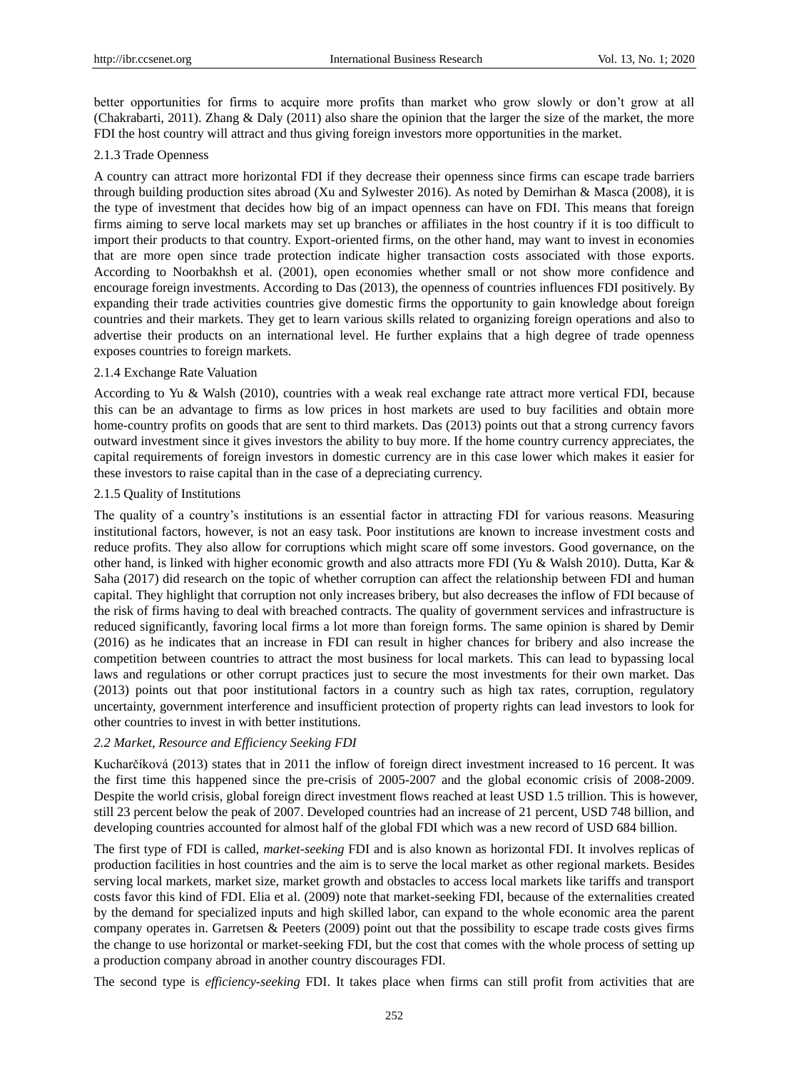better opportunities for firms to acquire more profits than market who grow slowly or don't grow at all (Chakrabarti, 2011). Zhang & Daly (2011) also share the opinion that the larger the size of the market, the more FDI the host country will attract and thus giving foreign investors more opportunities in the market.

#### 2.1.3 Trade Openness

A country can attract more horizontal FDI if they decrease their openness since firms can escape trade barriers through building production sites abroad (Xu and Sylwester 2016). As noted by Demirhan & Masca (2008), it is the type of investment that decides how big of an impact openness can have on FDI. This means that foreign firms aiming to serve local markets may set up branches or affiliates in the host country if it is too difficult to import their products to that country. Export-oriented firms, on the other hand, may want to invest in economies that are more open since trade protection indicate higher transaction costs associated with those exports. According to Noorbakhsh et al. (2001), open economies whether small or not show more confidence and encourage foreign investments. According to Das (2013), the openness of countries influences FDI positively. By expanding their trade activities countries give domestic firms the opportunity to gain knowledge about foreign countries and their markets. They get to learn various skills related to organizing foreign operations and also to advertise their products on an international level. He further explains that a high degree of trade openness exposes countries to foreign markets.

#### 2.1.4 Exchange Rate Valuation

According to Yu & Walsh (2010), countries with a weak real exchange rate attract more vertical FDI, because this can be an advantage to firms as low prices in host markets are used to buy facilities and obtain more home-country profits on goods that are sent to third markets. Das (2013) points out that a strong currency favors outward investment since it gives investors the ability to buy more. If the home country currency appreciates, the capital requirements of foreign investors in domestic currency are in this case lower which makes it easier for these investors to raise capital than in the case of a depreciating currency.

#### 2.1.5 Quality of Institutions

The quality of a country's institutions is an essential factor in attracting FDI for various reasons. Measuring institutional factors, however, is not an easy task. Poor institutions are known to increase investment costs and reduce profits. They also allow for corruptions which might scare off some investors. Good governance, on the other hand, is linked with higher economic growth and also attracts more FDI (Yu & Walsh 2010). Dutta, Kar & Saha (2017) did research on the topic of whether corruption can affect the relationship between FDI and human capital. They highlight that corruption not only increases bribery, but also decreases the inflow of FDI because of the risk of firms having to deal with breached contracts. The quality of government services and infrastructure is reduced significantly, favoring local firms a lot more than foreign forms. The same opinion is shared by Demir (2016) as he indicates that an increase in FDI can result in higher chances for bribery and also increase the competition between countries to attract the most business for local markets. This can lead to bypassing local laws and regulations or other corrupt practices just to secure the most investments for their own market. Das (2013) points out that poor institutional factors in a country such as high tax rates, corruption, regulatory uncertainty, government interference and insufficient protection of property rights can lead investors to look for other countries to invest in with better institutions.

### *2.2 Market, Resource and Efficiency Seeking FDI*

Kucharčíková (2013) states that in 2011 the inflow of foreign direct investment increased to 16 percent. It was the first time this happened since the pre-crisis of 2005-2007 and the global economic crisis of 2008-2009. Despite the world crisis, global foreign direct investment flows reached at least USD 1.5 trillion. This is however, still 23 percent below the peak of 2007. Developed countries had an increase of 21 percent, USD 748 billion, and developing countries accounted for almost half of the global FDI which was a new record of USD 684 billion.

The first type of FDI is called, *market-seeking* FDI and is also known as horizontal FDI. It involves replicas of production facilities in host countries and the aim is to serve the local market as other regional markets. Besides serving local markets, market size, market growth and obstacles to access local markets like tariffs and transport costs favor this kind of FDI. Elia et al. (2009) note that market-seeking FDI, because of the externalities created by the demand for specialized inputs and high skilled labor, can expand to the whole economic area the parent company operates in. Garretsen & Peeters (2009) point out that the possibility to escape trade costs gives firms the change to use horizontal or market-seeking FDI, but the cost that comes with the whole process of setting up a production company abroad in another country discourages FDI.

The second type is *efficiency-seeking* FDI. It takes place when firms can still profit from activities that are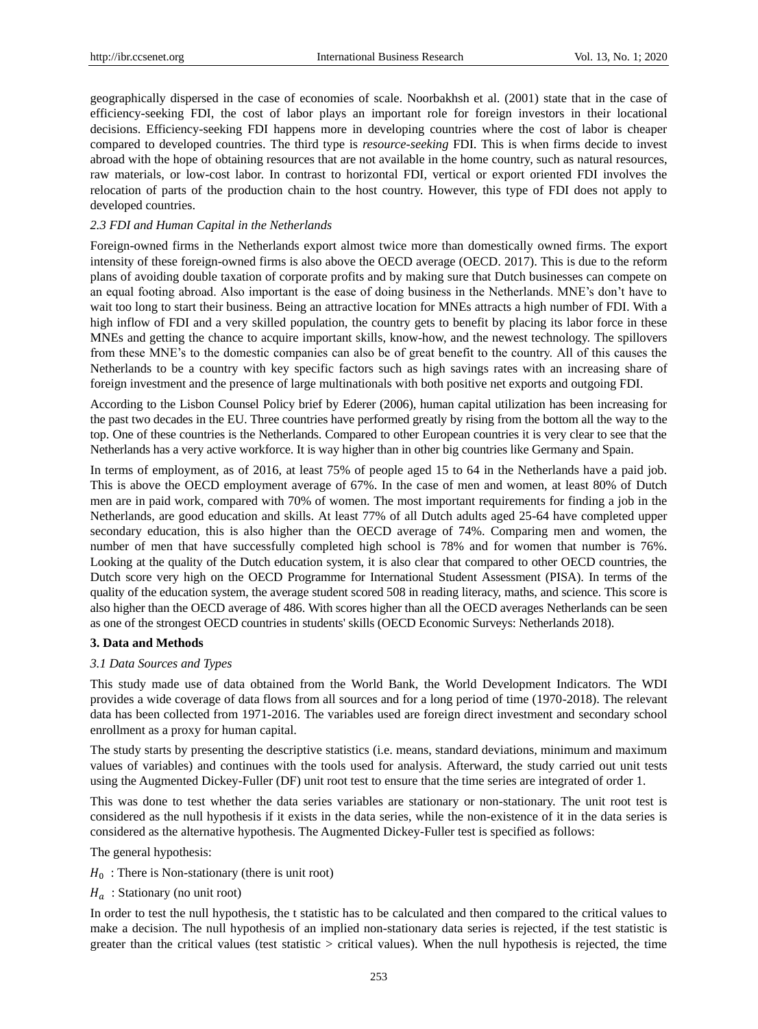geographically dispersed in the case of economies of scale. Noorbakhsh et al. (2001) state that in the case of efficiency-seeking FDI, the cost of labor plays an important role for foreign investors in their locational decisions. Efficiency-seeking FDI happens more in developing countries where the cost of labor is cheaper compared to developed countries. The third type is *resource-seeking* FDI. This is when firms decide to invest abroad with the hope of obtaining resources that are not available in the home country, such as natural resources, raw materials, or low-cost labor. In contrast to horizontal FDI, vertical or export oriented FDI involves the relocation of parts of the production chain to the host country. However, this type of FDI does not apply to developed countries.

### *2.3 FDI and Human Capital in the Netherlands*

Foreign-owned firms in the Netherlands export almost twice more than domestically owned firms. The export intensity of these foreign-owned firms is also above the OECD average (OECD. 2017). This is due to the reform plans of avoiding double taxation of corporate profits and by making sure that Dutch businesses can compete on an equal footing abroad. Also important is the ease of doing business in the Netherlands. MNE's don't have to wait too long to start their business. Being an attractive location for MNEs attracts a high number of FDI. With a high inflow of FDI and a very skilled population, the country gets to benefit by placing its labor force in these MNEs and getting the chance to acquire important skills, know-how, and the newest technology. The spillovers from these MNE's to the domestic companies can also be of great benefit to the country. All of this causes the Netherlands to be a country with key specific factors such as high savings rates with an increasing share of foreign investment and the presence of large multinationals with both positive net exports and outgoing FDI.

According to the Lisbon Counsel Policy brief by Ederer (2006), human capital utilization has been increasing for the past two decades in the EU. Three countries have performed greatly by rising from the bottom all the way to the top. One of these countries is the Netherlands. Compared to other European countries it is very clear to see that the Netherlands has a very active workforce. It is way higher than in other big countries like Germany and Spain.

In terms of employment, as of 2016, at least 75% of people aged 15 to 64 in the Netherlands have a paid job. This is above the OECD employment average of 67%. In the case of men and women, at least 80% of Dutch men are in paid work, compared with 70% of women. The most important requirements for finding a job in the Netherlands, are good education and skills. At least 77% of all Dutch adults aged 25-64 have completed upper secondary education, this is also higher than the OECD average of 74%. Comparing men and women, the number of men that have successfully completed high school is 78% and for women that number is 76%. Looking at the quality of the Dutch education system, it is also clear that compared to other OECD countries, the Dutch score very high on the OECD Programme for International Student Assessment (PISA). In terms of the quality of the education system, the average student scored 508 in reading literacy, maths, and science. This score is also higher than the OECD average of 486. With scores higher than all the OECD averages Netherlands can be seen as one of the strongest OECD countries in students' skills (OECD Economic Surveys: Netherlands 2018).

## 3. Data and Methods

### *3.1 Data Sources and Types*

This study made use of data obtained from the World Bank, the World Development Indicators. The WDI provides a wide coverage of data flows from all sources and for a long period of time (1970-2018). The relevant data has been collected from 1971-2016. The variables used are foreign direct investment and secondary school enrollment as a proxy for human capital.

The study starts by presenting the descriptive statistics (i.e. means, standard deviations, minimum and maximum values of variables) and continues with the tools used for analysis. Afterward, the study carried out unit tests using the Augmented Dickey-Fuller (DF) unit root test to ensure that the time series are integrated of order 1.

This was done to test whether the data series variables are stationary or non-stationary. The unit root test is considered as the null hypothesis if it exists in the data series, while the non-existence of it in the data series is considered as the alternative hypothesis. The Augmented Dickey-Fuller test is specified as follows:

The general hypothesis:

$H_0$ : There is Non-stationary (there is unit root)

$H_a$ : Stationary (no unit root)

In order to test the null hypothesis, the t statistic has to be calculated and then compared to the critical values to make a decision. The null hypothesis of an implied non-stationary data series is rejected, if the test statistic is greater than the critical values (test statistic > critical values). When the null hypothesis is rejected, the time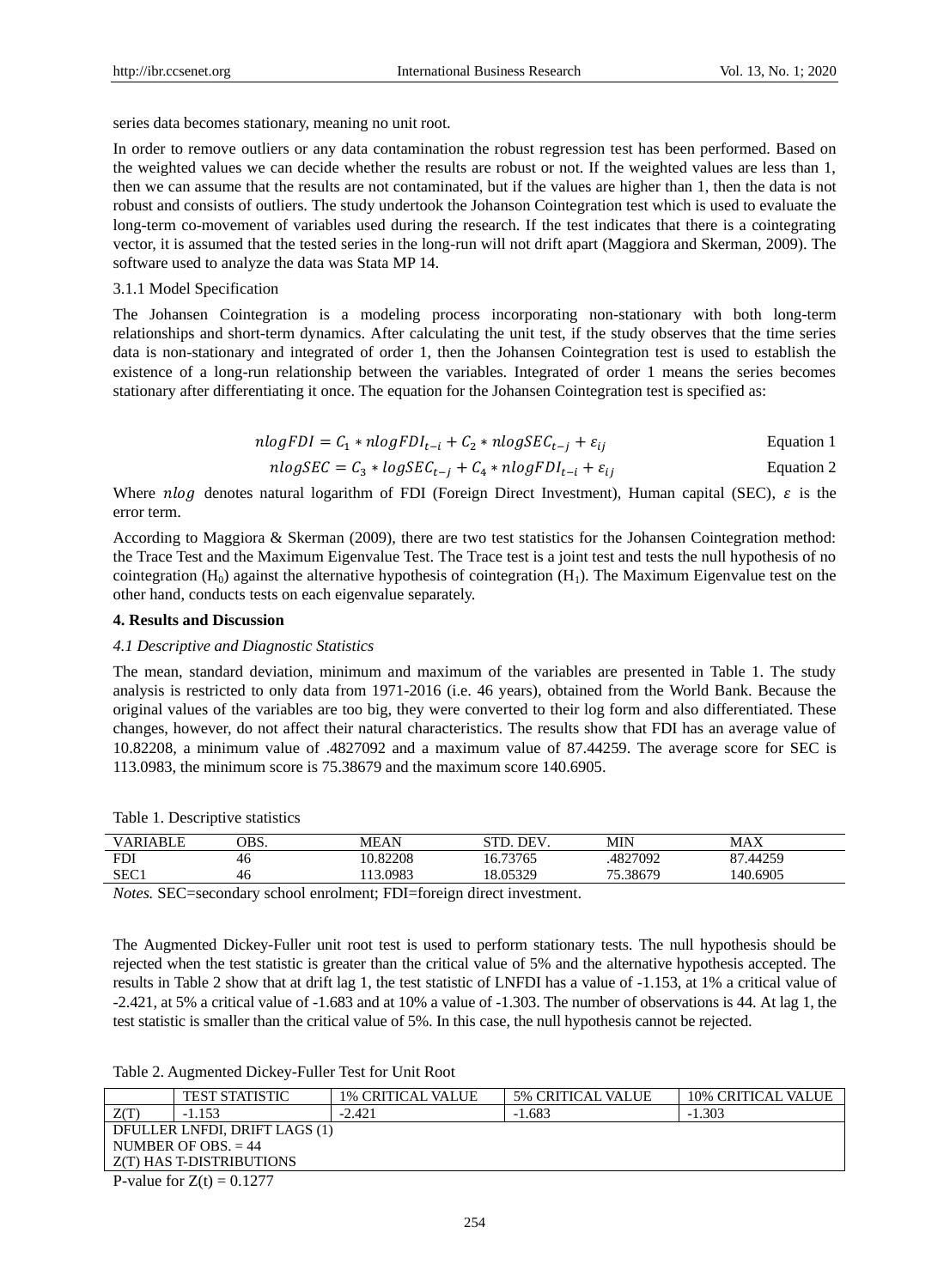series data becomes stationary, meaning no unit root.

In order to remove outliers or any data contamination the robust regression test has been performed. Based on the weighted values we can decide whether the results are robust or not. If the weighted values are less than 1, then we can assume that the results are not contaminated, but if the values are higher than 1, then the data is not robust and consists of outliers. The study undertook the Johanson Cointegration test which is used to evaluate the long-term co-movement of variables used during the research. If the test indicates that there is a cointegrating vector, it is assumed that the tested series in the long-run will not drift apart (Maggiora and Skerman, 2009). The software used to analyze the data was Stata MP 14.

3.1.1 Model Specification

The Johansen Cointegration is a modeling process incorporating non-stationary with both long-term relationships and short-term dynamics. After calculating the unit test, if the study observes that the time series data is non-stationary and integrated of order 1, then the Johansen Cointegration test is used to establish the existence of a long-run relationship between the variables. Integrated of order 1 means the series becomes stationary after differentiating it once. The equation for the Johansen Cointegration test is specified as:

$$nlogFDI = C_1 * nlogFDI_{t-i} + C_2 * nlogSEC_{t-j} + \varepsilon_{ij} \quad \text{Equation 1}$$

$$nlogSEC = C_3 * logSEC_{t-j} + C_4 * nlogFDI_{t-i} + \varepsilon_{ij} \quad \text{Equation 2}$$

Where $nlog$ denotes natural logarithm of FDI (Foreign Direct Investment), Human capital (SEC), $\varepsilon$ is the error term.

According to Maggiora & Skerman (2009), there are two test statistics for the Johansen Cointegration method: the Trace Test and the Maximum Eigenvalue Test. The Trace test is a joint test and tests the null hypothesis of no cointegration ($H_0$) against the alternative hypothesis of cointegration ($H_1$). The Maximum Eigenvalue test on the other hand, conducts tests on each eigenvalue separately.

## 4. Results and Discussion

### *4.1 Descriptive and Diagnostic Statistics*

The mean, standard deviation, minimum and maximum of the variables are presented in Table 1. The study analysis is restricted to only data from 1971-2016 (i.e. 46 years), obtained from the World Bank. Because the original values of the variables are too big, they were converted to their log form and also differentiated. These changes, however, do not affect their natural characteristics. The results show that FDI has an average value of 10.82208, a minimum value of .4827092 and a maximum value of 87.44259. The average score for SEC is 113.0983, the minimum score is 75.38679 and the maximum score 140.6905.

Table 1. Descriptive statistics

| VARIABLE | OBS. | MEAN | STD. DEV. | MIN | MAX |
|---|---|---|---|---|---|
| FDI | 46 | 10.82208 | 16.73765 | .4827092 | 87.44259 |
| SEC1 | 46 | 113.0983 | 18.05329 | 75.38679 | 140.6905 |

*Notes.* SEC=secondary school enrolment; FDI=foreign direct investment.

The Augmented Dickey-Fuller unit root test is used to perform stationary tests. The null hypothesis should be rejected when the test statistic is greater than the critical value of 5% and the alternative hypothesis accepted. The results in Table 2 show that at drift lag 1, the test statistic of LNFDI has a value of -1.153, at 1% a critical value of -2.421, at 5% a critical value of -1.683 and at 10% a value of -1.303. The number of observations is 44. At lag 1, the test statistic is smaller than the critical value of 5%. In this case, the null hypothesis cannot be rejected.

Table 2. Augmented Dickey-Fuller Test for Unit Root

| | TEST STATISTIC | 1% CRITICAL VALUE | 5% CRITICAL VALUE | 10% CRITICAL VALUE |
|---|---|---|---|---|
| Z(T) | -1.153 | -2.421 | -1.683 | -1.303 |
| DFULLER LNFDI, DRIFT LAGS (1) | | | | |
| NUMBER OF OBS. = 44 | | | | |
| Z(T) HAS T-DISTRIBUTIONS | | | | |

P-value for Z(t) = 0.1277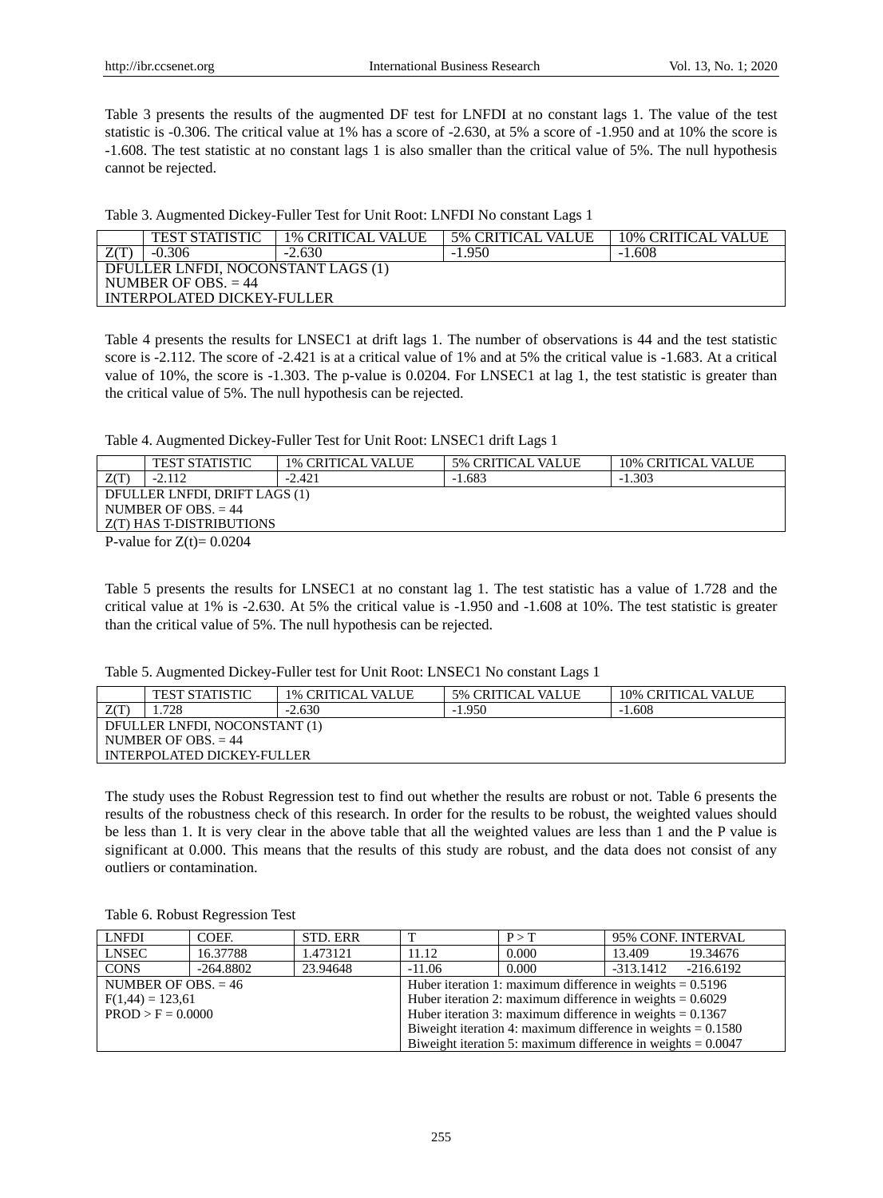Table 3 presents the results of the augmented DF test for LNFDI at no constant lags 1. The value of the test statistic is -0.306. The critical value at 1% has a score of -2.630, at 5% a score of -1.950 and at 10% the score is -1.608. The test statistic at no constant lags 1 is also smaller than the critical value of 5%. The null hypothesis cannot be rejected.

Table 3. Augmented Dickey-Fuller Test for Unit Root: LNFDI No constant Lags 1

| | TEST STATISTIC | 1% CRITICAL VALUE | 5% CRITICAL VALUE | 10% CRITICAL VALUE |
|---|---|---|---|---|
| Z(T) | -0.306 | -2.630 | -1.950 | -1.608 |
| DFULLER LNFDI, NOCONSTANT LAGS (1)<br>NUMBER OF OBS. = 44<br>INTERPOLATED DICKEY-FULLER | | | | |

Table 4 presents the results for LNSEC1 at drift lags 1. The number of observations is 44 and the test statistic score is -2.112. The score of -2.421 is at a critical value of 1% and at 5% the critical value is -1.683. At a critical value of 10%, the score is -1.303. The p-value is 0.0204. For LNSEC1 at lag 1, the test statistic is greater than the critical value of 5%. The null hypothesis can be rejected.

Table 4. Augmented Dickey-Fuller Test for Unit Root: LNSEC1 drift Lags 1

| | TEST STATISTIC | 1% CRITICAL VALUE | 5% CRITICAL VALUE | 10% CRITICAL VALUE |
|---|---|---|---|---|
| Z(T) | -2.112 | -2.421 | -1.683 | -1.303 |
| DFULLER LNFDI, DRIFT LAGS (1)<br>NUMBER OF OBS. = 44<br>Z(T) HAS T-DISTRIBUTIONS | | | | |

P-value for Z(t)= 0.0204

Table 5 presents the results for LNSEC1 at no constant lag 1. The test statistic has a value of 1.728 and the critical value at 1% is -2.630. At 5% the critical value is -1.950 and -1.608 at 10%. The test statistic is greater than the critical value of 5%. The null hypothesis can be rejected.

Table 5. Augmented Dickey-Fuller test for Unit Root: LNSEC1 No constant Lags 1

| | TEST STATISTIC | 1% CRITICAL VALUE | 5% CRITICAL VALUE | 10% CRITICAL VALUE |
|---|---|---|---|---|
| Z(T) | 1.728 | -2.630 | -1.950 | -1.608 |
| DFULLER LNFDI, NOCONSTANT (1)<br>NUMBER OF OBS. = 44<br>INTERPOLATED DICKEY-FULLER | | | | |

The study uses the Robust Regression test to find out whether the results are robust or not. Table 6 presents the results of the robustness check of this research. In order for the results to be robust, the weighted values should be less than 1. It is very clear in the above table that all the weighted values are less than 1 and the P value is significant at 0.000. This means that the results of this study are robust, and the data does not consist of any outliers or contamination.

Table 6. Robust Regression Test

| LNFDI | COEF. | STD. ERR | T | P > T | 95% CONF. INTERVAL | |
|---|---|---|---|---|---|---|
| LNSEC | 16.37788 | 1.473121 | 11.12 | 0.000 | 13.409 | 19.34676 |
| CONS | -264.8802 | 23.94648 | -11.06 | 0.000 | -313.1412 | -216.6192 |
| NUMBER OF OBS. = 46<br>F(1,44) = 123,61<br>PROD > F = 0.0000 | | | Huber iteration 1: maximum difference in weights = 0.5196<br>Huber iteration 2: maximum difference in weights = 0.6029<br>Huber iteration 3: maximum difference in weights = 0.1367<br>Biweight iteration 4: maximum difference in weights = 0.1580<br>Biweight iteration 5: maximum difference in weights = 0.0047 | | | |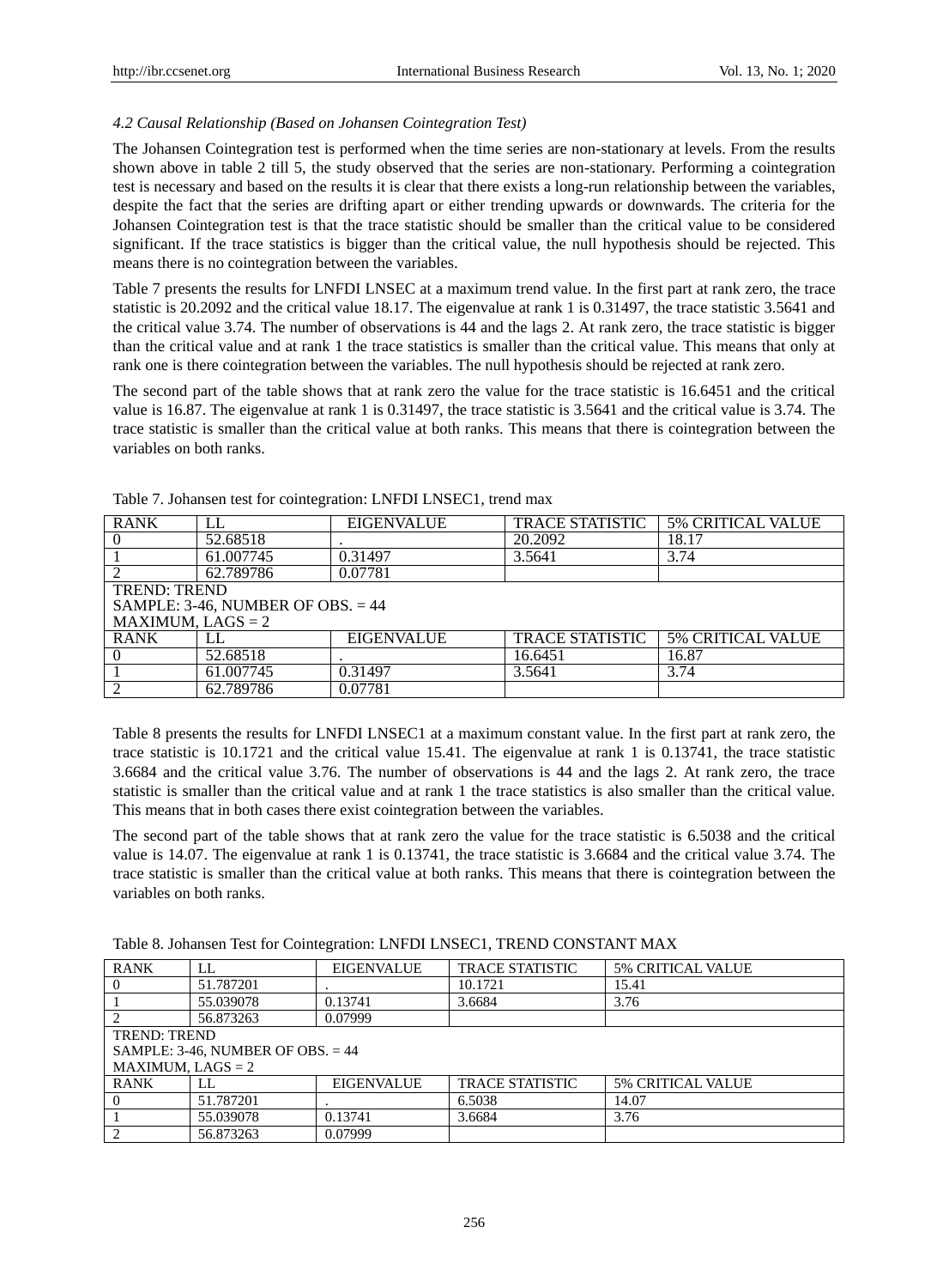*4.2 Causal Relationship (Based on Johansen Cointegration Test)*

The Johansen Cointegration test is performed when the time series are non-stationary at levels. From the results shown above in table 2 till 5, the study observed that the series are non-stationary. Performing a cointegration test is necessary and based on the results it is clear that there exists a long-run relationship between the variables, despite the fact that the series are drifting apart or either trending upwards or downwards. The criteria for the Johansen Cointegration test is that the trace statistic should be smaller than the critical value to be considered significant. If the trace statistics is bigger than the critical value, the null hypothesis should be rejected. This means there is no cointegration between the variables.

Table 7 presents the results for LNFDI LNSEC at a maximum trend value. In the first part at rank zero, the trace statistic is 20.2092 and the critical value 18.17. The eigenvalue at rank 1 is 0.31497, the trace statistic 3.5641 and the critical value 3.74. The number of observations is 44 and the lags 2. At rank zero, the trace statistic is bigger than the critical value and at rank 1 the trace statistics is smaller than the critical value. This means that only at rank one is there cointegration between the variables. The null hypothesis should be rejected at rank zero.

The second part of the table shows that at rank zero the value for the trace statistic is 16.6451 and the critical value is 16.87. The eigenvalue at rank 1 is 0.31497, the trace statistic is 3.5641 and the critical value is 3.74. The trace statistic is smaller than the critical value at both ranks. This means that there is cointegration between the variables on both ranks.

Table 7. Johansen test for cointegration: LNFDI LNSEC1, trend max

| RANK | LL | EIGENVALUE | TRACE STATISTIC | 5% CRITICAL VALUE |
|---|---|---|---|---|
| 0 | 52.68518 | . | 20.2092 | 18.17 |
| 1 | 61.007745 | 0.31497 | 3.5641 | 3.74 |
| 2 | 62.789786 | 0.07781 | | |
| TREND: TREND<br>SAMPLE: 3-46, NUMBER OF OBS. = 44<br>MAXIMUM, LAGS = 2 | | | | |
| RANK | LL | EIGENVALUE | TRACE STATISTIC | 5% CRITICAL VALUE |
| 0 | 52.68518 | . | 16.6451 | 16.87 |
| 1 | 61.007745 | 0.31497 | 3.5641 | 3.74 |
| 2 | 62.789786 | 0.07781 | | |

Table 8 presents the results for LNFDI LNSEC1 at a maximum constant value. In the first part at rank zero, the trace statistic is 10.1721 and the critical value 15.41. The eigenvalue at rank 1 is 0.13741, the trace statistic 3.6684 and the critical value 3.76. The number of observations is 44 and the lags 2. At rank zero, the trace statistic is smaller than the critical value and at rank 1 the trace statistics is also smaller than the critical value. This means that in both cases there exist cointegration between the variables.

The second part of the table shows that at rank zero the value for the trace statistic is 6.5038 and the critical value is 14.07. The eigenvalue at rank 1 is 0.13741, the trace statistic is 3.6684 and the critical value 3.74. The trace statistic is smaller than the critical value at both ranks. This means that there is cointegration between the variables on both ranks.

Table 8. Johansen Test for Cointegration: LNFDI LNSEC1, TREND CONSTANT MAX

| RANK | LL | EIGENVALUE | TRACE STATISTIC | 5% CRITICAL VALUE |
|---|---|---|---|---|
| 0 | 51.787201 | . | 10.1721 | 15.41 |
| 1 | 55.039078 | 0.13741 | 3.6684 | 3.76 |
| 2 | 56.873263 | 0.07999 | | |
| TREND: TREND<br>SAMPLE: 3-46, NUMBER OF OBS. = 44<br>MAXIMUM, LAGS = 2 | | | | |
| RANK | LL | EIGENVALUE | TRACE STATISTIC | 5% CRITICAL VALUE |
| 0 | 51.787201 | . | 6.5038 | 14.07 |
| 1 | 55.039078 | 0.13741 | 3.6684 | 3.76 |
| 2 | 56.873263 | 0.07999 | | |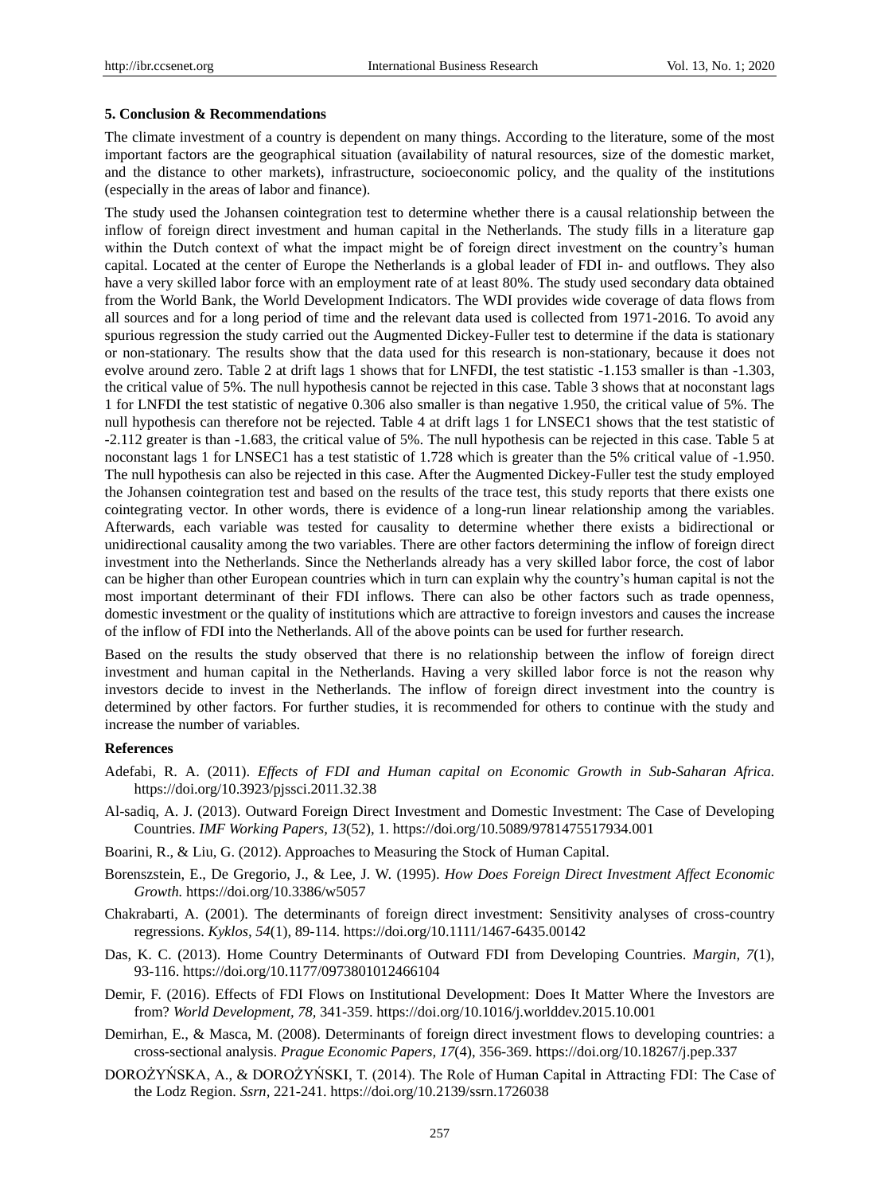## 5. Conclusion & Recommendations

The climate investment of a country is dependent on many things. According to the literature, some of the most important factors are the geographical situation (availability of natural resources, size of the domestic market, and the distance to other markets), infrastructure, socioeconomic policy, and the quality of the institutions (especially in the areas of labor and finance).

The study used the Johansen cointegration test to determine whether there is a causal relationship between the inflow of foreign direct investment and human capital in the Netherlands. The study fills in a literature gap within the Dutch context of what the impact might be of foreign direct investment on the country's human capital. Located at the center of Europe the Netherlands is a global leader of FDI in- and outflows. They also have a very skilled labor force with an employment rate of at least 80%. The study used secondary data obtained from the World Bank, the World Development Indicators. The WDI provides wide coverage of data flows from all sources and for a long period of time and the relevant data used is collected from 1971-2016. To avoid any spurious regression the study carried out the Augmented Dickey-Fuller test to determine if the data is stationary or non-stationary. The results show that the data used for this research is non-stationary, because it does not evolve around zero. Table 2 at drift lags 1 shows that for LNFDI, the test statistic -1.153 smaller is than -1.303, the critical value of 5%. The null hypothesis cannot be rejected in this case. Table 3 shows that at noconstant lags 1 for LNFDI the test statistic of negative 0.306 also smaller is than negative 1.950, the critical value of 5%. The null hypothesis can therefore not be rejected. Table 4 at drift lags 1 for LNSEC1 shows that the test statistic of -2.112 greater is than -1.683, the critical value of 5%. The null hypothesis can be rejected in this case. Table 5 at noconstant lags 1 for LNSEC1 has a test statistic of 1.728 which is greater than the 5% critical value of -1.950. The null hypothesis can also be rejected in this case. After the Augmented Dickey-Fuller test the study employed the Johansen cointegration test and based on the results of the trace test, this study reports that there exists one cointegrating vector. In other words, there is evidence of a long-run linear relationship among the variables. Afterwards, each variable was tested for causality to determine whether there exists a bidirectional or unidirectional causality among the two variables. There are other factors determining the inflow of foreign direct investment into the Netherlands. Since the Netherlands already has a very skilled labor force, the cost of labor can be higher than other European countries which in turn can explain why the country's human capital is not the most important determinant of their FDI inflows. There can also be other factors such as trade openness, domestic investment or the quality of institutions which are attractive to foreign investors and causes the increase of the inflow of FDI into the Netherlands. All of the above points can be used for further research.

Based on the results the study observed that there is no relationship between the inflow of foreign direct investment and human capital in the Netherlands. Having a very skilled labor force is not the reason why investors decide to invest in the Netherlands. The inflow of foreign direct investment into the country is determined by other factors. For further studies, it is recommended for others to continue with the study and increase the number of variables.

## References

Adefabi, R. A. (2011). *Effects of FDI and Human capital on Economic Growth in Sub-Saharan Africa.* https://doi.org/10.3923/pjssci.2011.32.38

Al-sadiq, A. J. (2013). Outward Foreign Direct Investment and Domestic Investment: The Case of Developing Countries. *IMF Working Papers, 13*(52), 1. https://doi.org/10.5089/9781475517934.001

Boarini, R., & Liu, G. (2012). Approaches to Measuring the Stock of Human Capital.

Borenszstein, E., De Gregorio, J., & Lee, J. W. (1995). *How Does Foreign Direct Investment Affect Economic Growth.* https://doi.org/10.3386/w5057

Chakrabarti, A. (2001). The determinants of foreign direct investment: Sensitivity analyses of cross-country regressions. *Kyklos, 54*(1), 89-114. https://doi.org/10.1111/1467-6435.00142

Das, K. C. (2013). Home Country Determinants of Outward FDI from Developing Countries. *Margin, 7*(1), 93-116. https://doi.org/10.1177/0973801012466104

Demir, F. (2016). Effects of FDI Flows on Institutional Development: Does It Matter Where the Investors are from? *World Development, 78*, 341-359. https://doi.org/10.1016/j.worlddev.2015.10.001

Demirhan, E., & Masca, M. (2008). Determinants of foreign direct investment flows to developing countries: a cross-sectional analysis. *Prague Economic Papers, 17*(4), 356-369. https://doi.org/10.18267/j.pep.337

DOROŻYŃSKA, A., & DOROŻYŃSKI, T. (2014). The Role of Human Capital in Attracting FDI: The Case of the Lodz Region. *Ssrn*, 221-241. https://doi.org/10.2139/ssrn.1726038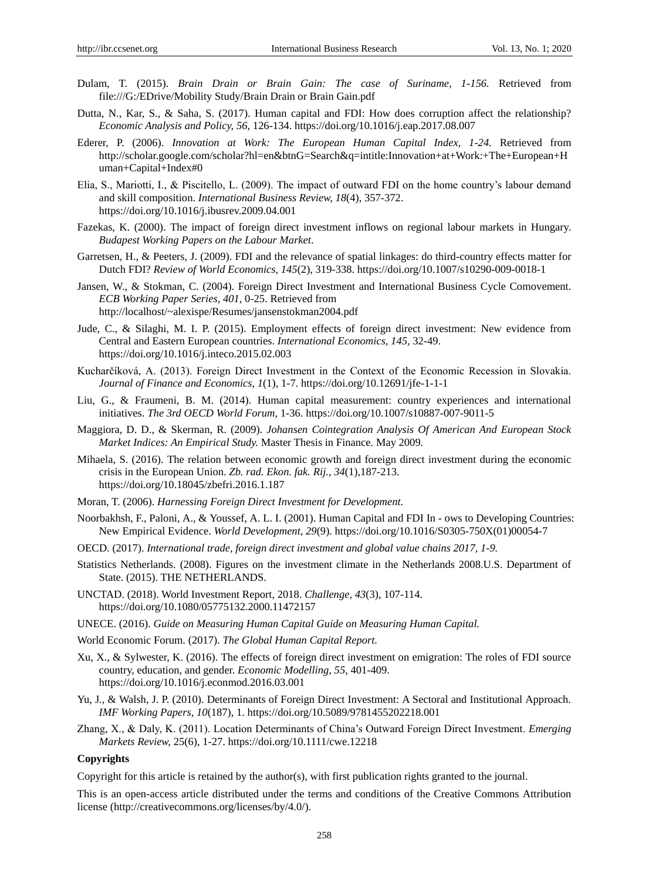Dulam, T. (2015). *Brain Drain or Brain Gain: The case of Suriname, 1-156.* Retrieved from file:///G:/EDrive/Mobility Study/Brain Drain or Brain Gain.pdf

Dutta, N., Kar, S., & Saha, S. (2017). Human capital and FDI: How does corruption affect the relationship? *Economic Analysis and Policy, 56*, 126-134. https://doi.org/10.1016/j.eap.2017.08.007

Ederer, P. (2006). *Innovation at Work: The European Human Capital Index, 1-24.* Retrieved from http://scholar.google.com/scholar?hl=en&btnG=Search&q=intitle:Innovation+at+Work:+The+European+Human+Capital+Index#0

Elia, S., Mariotti, I., & Piscitello, L. (2009). The impact of outward FDI on the home country's labour demand and skill composition. *International Business Review, 18*(4), 357-372. https://doi.org/10.1016/j.ibusrev.2009.04.001

Fazekas, K. (2000). The impact of foreign direct investment inflows on regional labour markets in Hungary. *Budapest Working Papers on the Labour Market*.

Garretsen, H., & Peeters, J. (2009). FDI and the relevance of spatial linkages: do third-country effects matter for Dutch FDI? *Review of World Economics, 145*(2), 319-338. https://doi.org/10.1007/s10290-009-0018-1

Jansen, W., & Stokman, C. (2004). Foreign Direct Investment and International Business Cycle Comovement. *ECB Working Paper Series, 401*, 0-25. Retrieved from http://localhost/~alexispe/Resumes/jansenstokman2004.pdf

Jude, C., & Silaghi, M. I. P. (2015). Employment effects of foreign direct investment: New evidence from Central and Eastern European countries. *International Economics, 145*, 32-49. https://doi.org/10.1016/j.inteco.2015.02.003

Kucharčíková, A. (2013). Foreign Direct Investment in the Context of the Economic Recession in Slovakia. *Journal of Finance and Economics, 1*(1), 1-7. https://doi.org/10.12691/jfe-1-1-1

Liu, G., & Fraumeni, B. M. (2014). Human capital measurement: country experiences and international initiatives. *The 3rd OECD World Forum*, 1-36. https://doi.org/10.1007/s10887-007-9011-5

Maggiora, D. D., & Skerman, R. (2009). *Johansen Cointegration Analysis Of American And European Stock Market Indices: An Empirical Study.* Master Thesis in Finance. May 2009.

Mihaela, S. (2016). The relation between economic growth and foreign direct investment during the economic crisis in the European Union. *Zb. rad. Ekon. fak. Rij., 34*(1),187-213. https://doi.org/10.18045/zbefri.2016.1.187

Moran, T. (2006). *Harnessing Foreign Direct Investment for Development.*

Noorbakhsh, F., Paloni, A., & Youssef, A. L. I. (2001). Human Capital and FDI In - ows to Developing Countries: New Empirical Evidence. *World Development, 29*(9). https://doi.org/10.1016/S0305-750X(01)00054-7

OECD. (2017). *International trade, foreign direct investment and global value chains 2017, 1-9.*

Statistics Netherlands. (2008). Figures on the investment climate in the Netherlands 2008.U.S. Department of State. (2015). THE NETHERLANDS.

UNCTAD. (2018). World Investment Report, 2018. *Challenge, 43*(3), 107-114. https://doi.org/10.1080/05775132.2000.11472157

UNECE. (2016). *Guide on Measuring Human Capital Guide on Measuring Human Capital.*

World Economic Forum. (2017). *The Global Human Capital Report.*

Xu, X., & Sylwester, K. (2016). The effects of foreign direct investment on emigration: The roles of FDI source country, education, and gender. *Economic Modelling, 55*, 401-409. https://doi.org/10.1016/j.econmod.2016.03.001

Yu, J., & Walsh, J. P. (2010). Determinants of Foreign Direct Investment: A Sectoral and Institutional Approach. *IMF Working Papers, 10*(187), 1. https://doi.org/10.5089/9781455202218.001

Zhang, X., & Daly, K. (2011). Location Determinants of China's Outward Foreign Direct Investment. *Emerging Markets Review,* 25(6), 1-27. https://doi.org/10.1111/cwe.12218

**Copyrights**

Copyright for this article is retained by the author(s), with first publication rights granted to the journal.

This is an open-access article distributed under the terms and conditions of the Creative Commons Attribution license (http://creativecommons.org/licenses/by/4.0/).